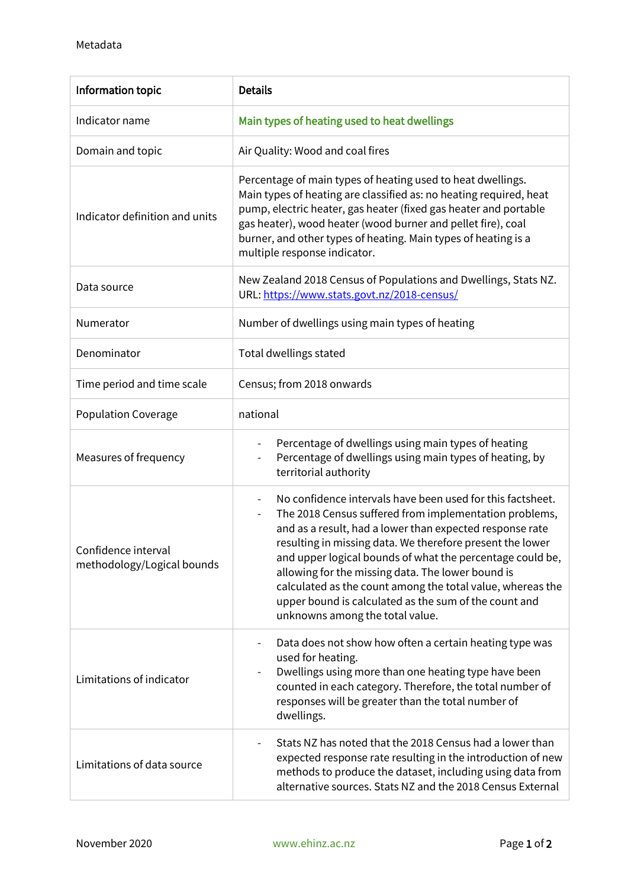Metadata

| Information topic | Details |
|---|---|
| Indicator name | Main types of heating used to heat dwellings |
| Domain and topic | Air Quality: Wood and coal fires |
| Indicator definition and units | Percentage of main types of heating used to heat dwellings. Main types of heating are classified as: no heating required, heat pump, electric heater, gas heater (fixed gas heater and portable gas heater), wood heater (wood burner and pellet fire), coal burner, and other types of heating. Main types of heating is a multiple response indicator. |
| Data source | New Zealand 2018 Census of Populations and Dwellings, Stats NZ. URL: https://www.stats.govt.nz/2018-census/ |
| Numerator | Number of dwellings using main types of heating |
| Denominator | Total dwellings stated |
| Time period and time scale | Census; from 2018 onwards |
| Population Coverage | national |
| Measures of frequency | - Percentage of dwellings using main types of heating<br>- Percentage of dwellings using main types of heating, by territorial authority |
| Confidence interval methodology/Logical bounds | - No confidence intervals have been used for this factsheet.<br>- The 2018 Census suffered from implementation problems, and as a result, had a lower than expected response rate resulting in missing data. We therefore present the lower and upper logical bounds of what the percentage could be, allowing for the missing data. The lower bound is calculated as the count among the total value, whereas the upper bound is calculated as the sum of the count and unknowns among the total value. |
| Limitations of indicator | - Data does not show how often a certain heating type was used for heating.<br>- Dwellings using more than one heating type have been counted in each category. Therefore, the total number of responses will be greater than the total number of dwellings. |
| Limitations of data source | - Stats NZ has noted that the 2018 Census had a lower than expected response rate resulting in the introduction of new methods to produce the dataset, including using data from alternative sources. Stats NZ and the 2018 Census External |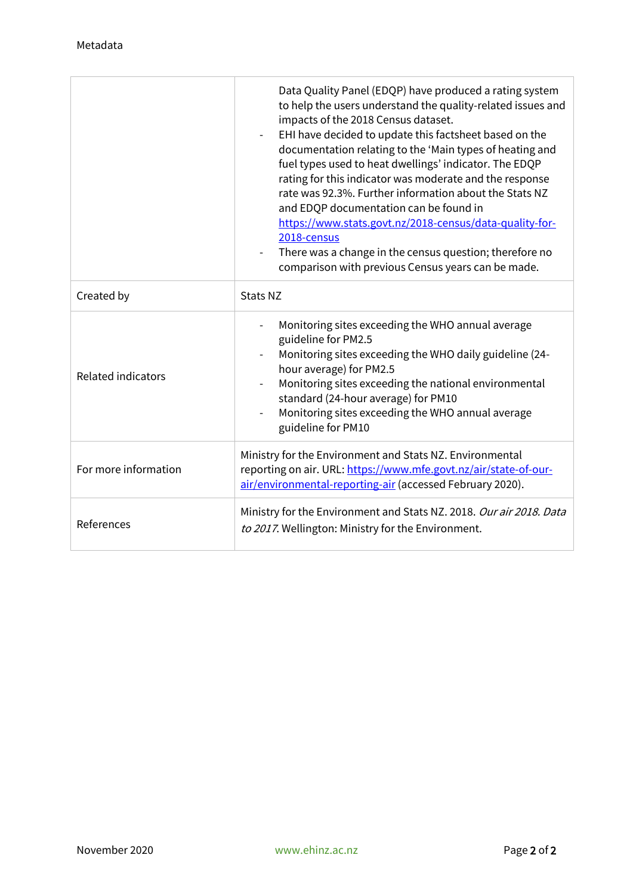Metadata

| | |
|---|---|
| | Data Quality Panel (EDQP) have produced a rating system to help the users understand the quality-related issues and impacts of the 2018 Census dataset.<br>- EHI have decided to update this factsheet based on the documentation relating to the 'Main types of heating and fuel types used to heat dwellings' indicator. The EDQP rating for this indicator was moderate and the response rate was 92.3%. Further information about the Stats NZ and EDQP documentation can be found in https://www.stats.govt.nz/2018-census/data-quality-for-2018-census<br>- There was a change in the census question; therefore no comparison with previous Census years can be made. |
| Created by | Stats NZ |
| Related indicators | - Monitoring sites exceeding the WHO annual average guideline for PM2.5<br>- Monitoring sites exceeding the WHO daily guideline (24-hour average) for PM2.5<br>- Monitoring sites exceeding the national environmental standard (24-hour average) for PM10<br>- Monitoring sites exceeding the WHO annual average guideline for PM10 |
| For more information | Ministry for the Environment and Stats NZ. Environmental reporting on air. URL: https://www.mfe.govt.nz/air/state-of-our-air/environmental-reporting-air (accessed February 2020). |
| References | Ministry for the Environment and Stats NZ. 2018. *Our air 2018. Data to 2017.* Wellington: Ministry for the Environment. |